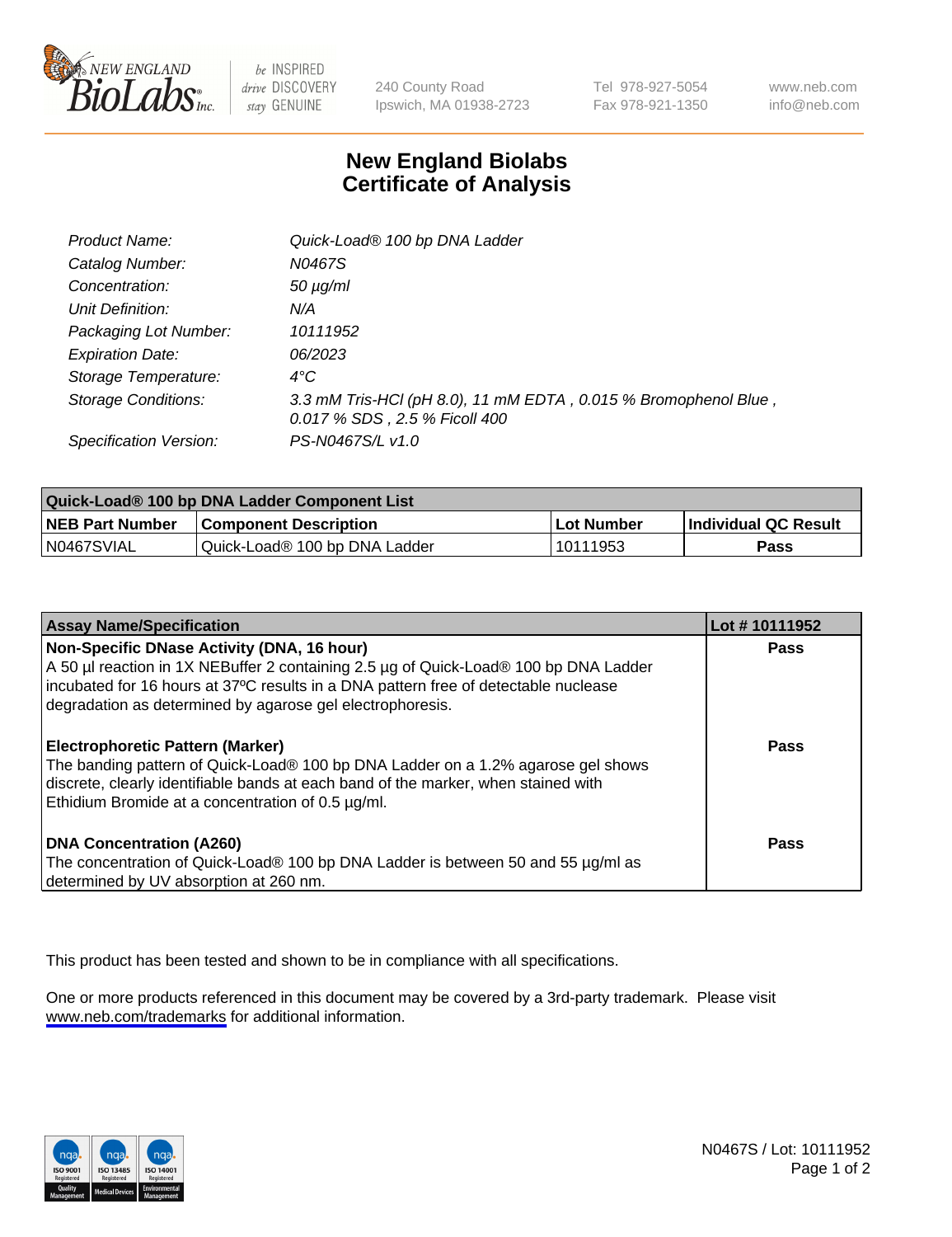# New England Biolabs Certificate of Analysis

| | |
|---|---|
| Product Name: | Quick-Load® 100 bp DNA Ladder |
| Catalog Number: | N0467S |
| Concentration: | 50 µg/ml |
| Unit Definition: | N/A |
| Packaging Lot Number: | 10111952 |
| Expiration Date: | 06/2023 |
| Storage Temperature: | 4°C |
| Storage Conditions: | 3.3 mM Tris-HCl (pH 8.0), 11 mM EDTA , 0.015 % Bromophenol Blue , 0.017 % SDS , 2.5 % Ficoll 400 |
| Specification Version: | PS-N0467S/L v1.0 |

| Quick-Load® 100 bp DNA Ladder Component List | | | |
|---|---|---|---|
| NEB Part Number | Component Description | Lot Number | Individual QC Result |
| N0467SVIAL | Quick-Load® 100 bp DNA Ladder | 10111953 | Pass |

| Assay Name/Specification | Lot # 10111952 |
|---|---|
| **Non-Specific DNase Activity (DNA, 16 hour)**<br>A 50 µl reaction in 1X NEBuffer 2 containing 2.5 µg of Quick-Load® 100 bp DNA Ladder incubated for 16 hours at 37ºC results in a DNA pattern free of detectable nuclease degradation as determined by agarose gel electrophoresis. | Pass |
| **Electrophoretic Pattern (Marker)**<br>The banding pattern of Quick-Load® 100 bp DNA Ladder on a 1.2% agarose gel shows discrete, clearly identifiable bands at each band of the marker, when stained with Ethidium Bromide at a concentration of 0.5 µg/ml. | Pass |
| **DNA Concentration (A260)**<br>The concentration of Quick-Load® 100 bp DNA Ladder is between 50 and 55 µg/ml as determined by UV absorption at 260 nm. | Pass |

This product has been tested and shown to be in compliance with all specifications.

One or more products referenced in this document may be covered by a 3rd-party trademark. Please visit www.neb.com/trademarks for additional information.

N0467S / Lot: 10111952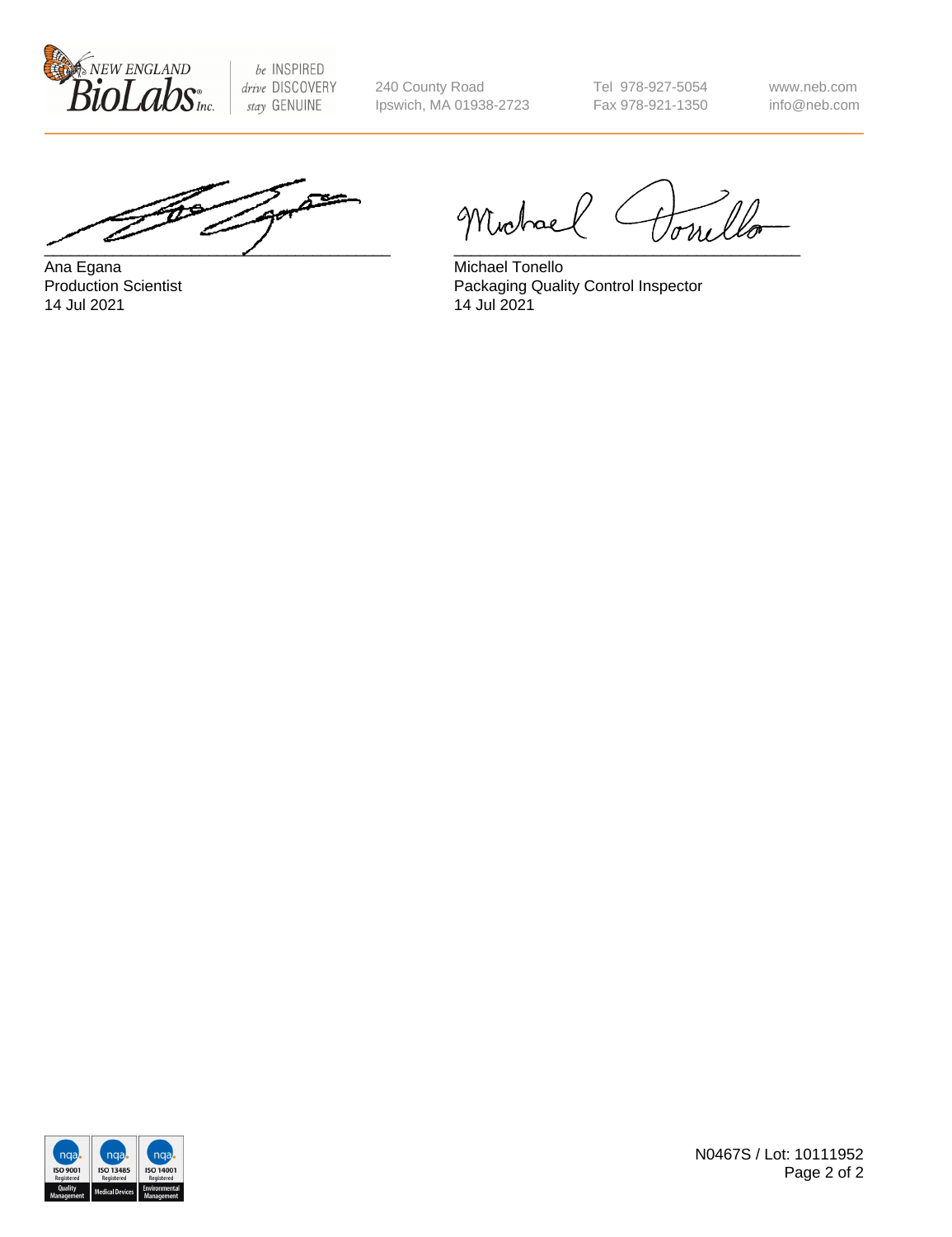Ana Egana
Production Scientist
14 Jul 2021

Michael Tonello
Packaging Quality Control Inspector
14 Jul 2021

N0467S / Lot: 10111952